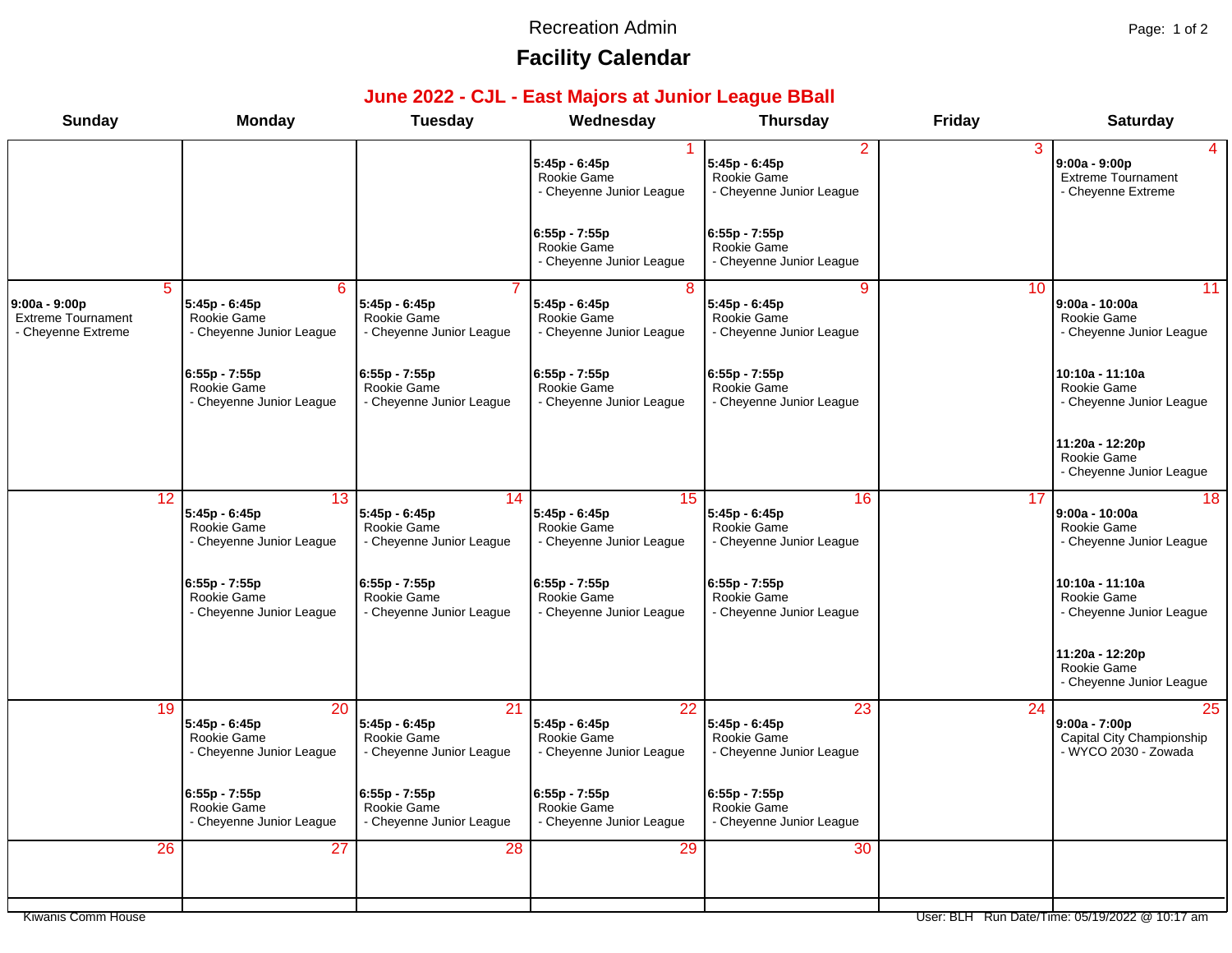Recreation Admin

# Facility Calendar

## June 2022 - CJL - East Majors at Junior League BBall

| Sunday | Monday | Tuesday | Wednesday | Thursday | Friday | Saturday |
|---|---|---|---|---|---|---|
| | | | **1**<br>**5:45p - 6:45p**<br>Rookie Game<br>- Cheyenne Junior League<br><br>**6:55p - 7:55p**<br>Rookie Game<br>- Cheyenne Junior League | **2**<br>**5:45p - 6:45p**<br>Rookie Game<br>- Cheyenne Junior League<br><br>**6:55p - 7:55p**<br>Rookie Game<br>- Cheyenne Junior League | **3** | **4**<br>**9:00a - 9:00p**<br>Extreme Tournament<br>- Cheyenne Extreme |
| **5**<br>**9:00a - 9:00p**<br>Extreme Tournament<br>- Cheyenne Extreme | **6**<br>**5:45p - 6:45p**<br>Rookie Game<br>- Cheyenne Junior League<br><br>**6:55p - 7:55p**<br>Rookie Game<br>- Cheyenne Junior League | **7**<br>**5:45p - 6:45p**<br>Rookie Game<br>- Cheyenne Junior League<br><br>**6:55p - 7:55p**<br>Rookie Game<br>- Cheyenne Junior League | **8**<br>**5:45p - 6:45p**<br>Rookie Game<br>- Cheyenne Junior League<br><br>**6:55p - 7:55p**<br>Rookie Game<br>- Cheyenne Junior League | **9**<br>**5:45p - 6:45p**<br>Rookie Game<br>- Cheyenne Junior League<br><br>**6:55p - 7:55p**<br>Rookie Game<br>- Cheyenne Junior League | **10** | **11**<br>**9:00a - 10:00a**<br>Rookie Game<br>- Cheyenne Junior League<br><br>**10:10a - 11:10a**<br>Rookie Game<br>- Cheyenne Junior League<br><br>**11:20a - 12:20p**<br>Rookie Game<br>- Cheyenne Junior League |
| **12** | **13**<br>**5:45p - 6:45p**<br>Rookie Game<br>- Cheyenne Junior League<br><br>**6:55p - 7:55p**<br>Rookie Game<br>- Cheyenne Junior League | **14**<br>**5:45p - 6:45p**<br>Rookie Game<br>- Cheyenne Junior League<br><br>**6:55p - 7:55p**<br>Rookie Game<br>- Cheyenne Junior League | **15**<br>**5:45p - 6:45p**<br>Rookie Game<br>- Cheyenne Junior League<br><br>**6:55p - 7:55p**<br>Rookie Game<br>- Cheyenne Junior League | **16**<br>**5:45p - 6:45p**<br>Rookie Game<br>- Cheyenne Junior League<br><br>**6:55p - 7:55p**<br>Rookie Game<br>- Cheyenne Junior League | **17** | **18**<br>**9:00a - 10:00a**<br>Rookie Game<br>- Cheyenne Junior League<br><br>**10:10a - 11:10a**<br>Rookie Game<br>- Cheyenne Junior League<br><br>**11:20a - 12:20p**<br>Rookie Game<br>- Cheyenne Junior League |
| **19** | **20**<br>**5:45p - 6:45p**<br>Rookie Game<br>- Cheyenne Junior League<br><br>**6:55p - 7:55p**<br>Rookie Game<br>- Cheyenne Junior League | **21**<br>**5:45p - 6:45p**<br>Rookie Game<br>- Cheyenne Junior League<br><br>**6:55p - 7:55p**<br>Rookie Game<br>- Cheyenne Junior League | **22**<br>**5:45p - 6:45p**<br>Rookie Game<br>- Cheyenne Junior League<br><br>**6:55p - 7:55p**<br>Rookie Game<br>- Cheyenne Junior League | **23**<br>**5:45p - 6:45p**<br>Rookie Game<br>- Cheyenne Junior League<br><br>**6:55p - 7:55p**<br>Rookie Game<br>- Cheyenne Junior League | **24** | **25**<br>**9:00a - 7:00p**<br>Capital City Championship<br>- WYCO 2030 - Zowada |
| **26** | **27** | **28** | **29** | **30** | | |

Kiwanis Comm House

User: BLH Run Date/Time: 05/19/2022 @ 10:17 am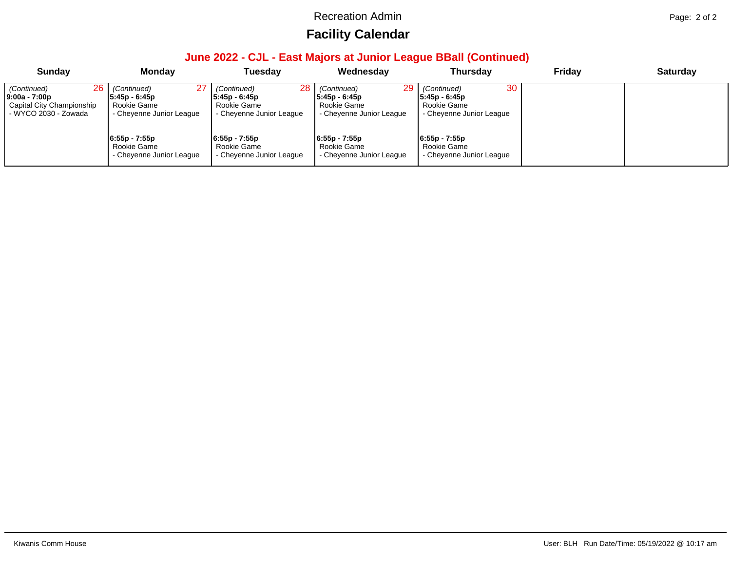## Recreation Admin

# Facility Calendar

## June 2022 - CJL - East Majors at Junior League BBall (Continued)

| Sunday | Monday | Tuesday | Wednesday | Thursday | Friday | Saturday |
|---|---|---|---|---|---|---|
| *(Continued)* 26<br>**9:00a - 7:00p**<br>Capital City Championship<br>- WYCO 2030 - Zowada | *(Continued)* 27<br>**5:45p - 6:45p**<br>Rookie Game<br>- Cheyenne Junior League<br><br>**6:55p - 7:55p**<br>Rookie Game<br>- Cheyenne Junior League | *(Continued)* 28<br>**5:45p - 6:45p**<br>Rookie Game<br>- Cheyenne Junior League<br><br>**6:55p - 7:55p**<br>Rookie Game<br>- Cheyenne Junior League | *(Continued)* 29<br>**5:45p - 6:45p**<br>Rookie Game<br>- Cheyenne Junior League<br><br>**6:55p - 7:55p**<br>Rookie Game<br>- Cheyenne Junior League | *(Continued)* 30<br>**5:45p - 6:45p**<br>Rookie Game<br>- Cheyenne Junior League<br><br>**6:55p - 7:55p**<br>Rookie Game<br>- Cheyenne Junior League | | |

Kiwanis Comm House

User: BLH Run Date/Time: 05/19/2022 @ 10:17 am